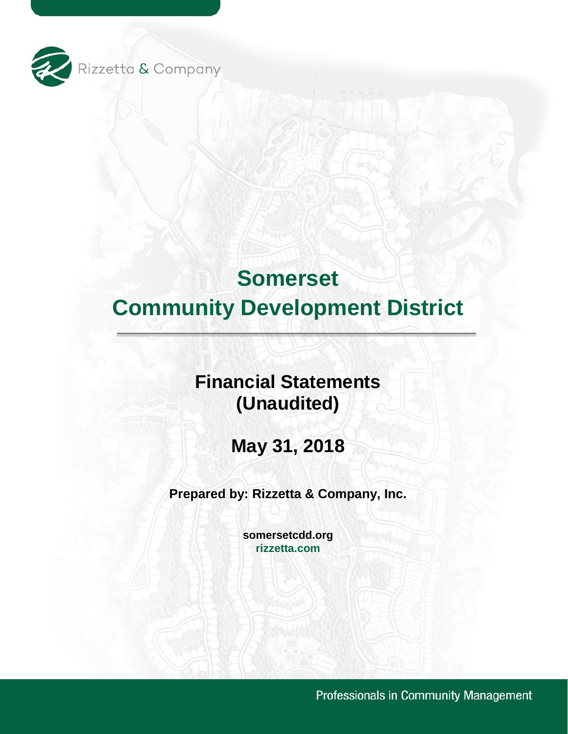Rizzetta & Company

# Somerset
# Community Development District

## Financial Statements
## (Unaudited)

## May 31, 2018

**Prepared by: Rizzetta & Company, Inc.**

**somersetcdd.org**
**rizzetta.com**

Professionals in Community Management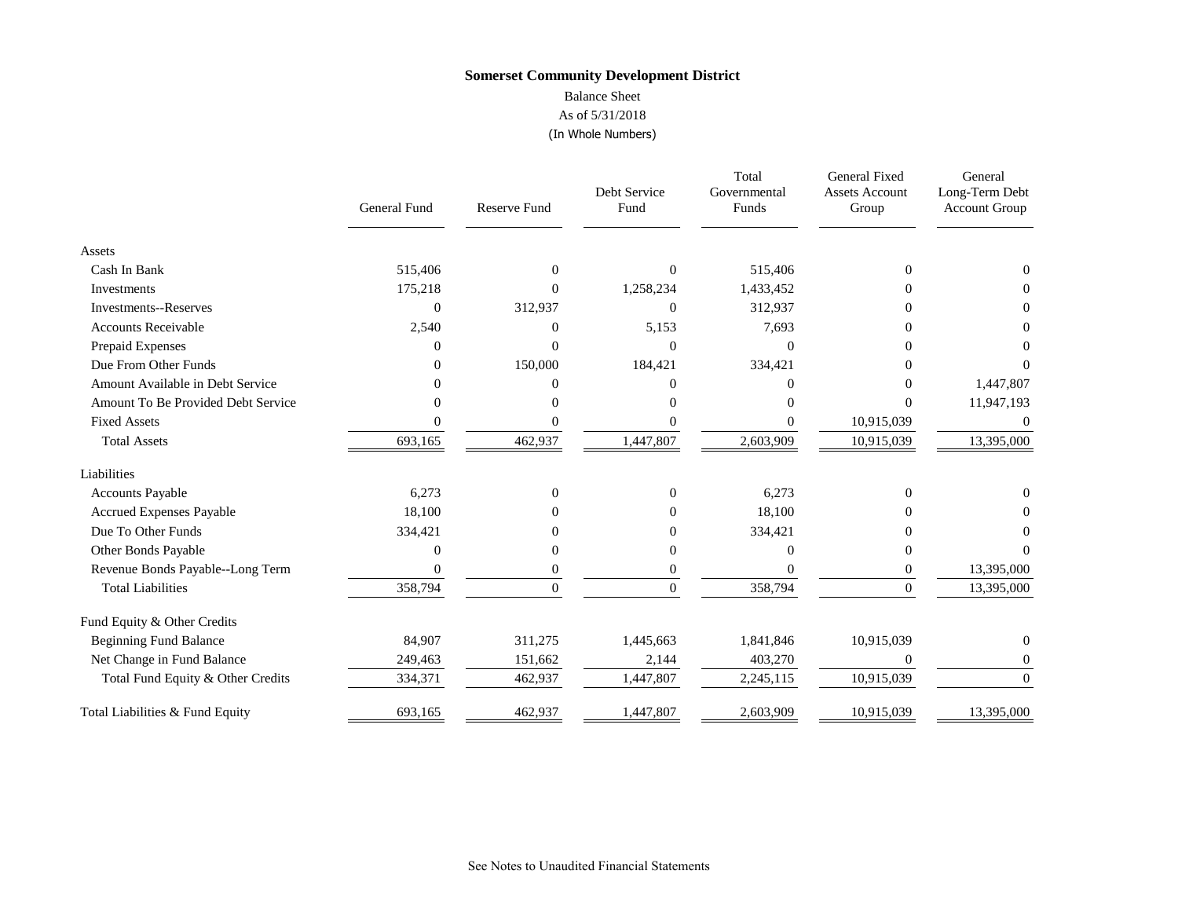**Somerset Community Development District**

Balance Sheet

As of 5/31/2018

(In Whole Numbers)

| | General Fund | Reserve Fund | Debt Service Fund | Total Governmental Funds | General Fixed Assets Account Group | General Long-Term Debt Account Group |
|---|---|---|---|---|---|---|
| **Assets** | | | | | | |
| Cash In Bank | 515,406 | 0 | 0 | 515,406 | 0 | 0 |
| Investments | 175,218 | 0 | 1,258,234 | 1,433,452 | 0 | 0 |
| Investments--Reserves | 0 | 312,937 | 0 | 312,937 | 0 | 0 |
| Accounts Receivable | 2,540 | 0 | 5,153 | 7,693 | 0 | 0 |
| Prepaid Expenses | 0 | 0 | 0 | 0 | 0 | 0 |
| Due From Other Funds | 0 | 150,000 | 184,421 | 334,421 | 0 | 0 |
| Amount Available in Debt Service | 0 | 0 | 0 | 0 | 0 | 1,447,807 |
| Amount To Be Provided Debt Service | 0 | 0 | 0 | 0 | 0 | 11,947,193 |
| Fixed Assets | 0 | 0 | 0 | 0 | 10,915,039 | 0 |
| Total Assets | 693,165 | 462,937 | 1,447,807 | 2,603,909 | 10,915,039 | 13,395,000 |
| **Liabilities** | | | | | | |
| Accounts Payable | 6,273 | 0 | 0 | 6,273 | 0 | 0 |
| Accrued Expenses Payable | 18,100 | 0 | 0 | 18,100 | 0 | 0 |
| Due To Other Funds | 334,421 | 0 | 0 | 334,421 | 0 | 0 |
| Other Bonds Payable | 0 | 0 | 0 | 0 | 0 | 0 |
| Revenue Bonds Payable--Long Term | 0 | 0 | 0 | 0 | 0 | 13,395,000 |
| Total Liabilities | 358,794 | 0 | 0 | 358,794 | 0 | 13,395,000 |
| **Fund Equity & Other Credits** | | | | | | |
| Beginning Fund Balance | 84,907 | 311,275 | 1,445,663 | 1,841,846 | 10,915,039 | 0 |
| Net Change in Fund Balance | 249,463 | 151,662 | 2,144 | 403,270 | 0 | 0 |
| Total Fund Equity & Other Credits | 334,371 | 462,937 | 1,447,807 | 2,245,115 | 10,915,039 | 0 |
| Total Liabilities & Fund Equity | 693,165 | 462,937 | 1,447,807 | 2,603,909 | 10,915,039 | 13,395,000 |

See Notes to Unaudited Financial Statements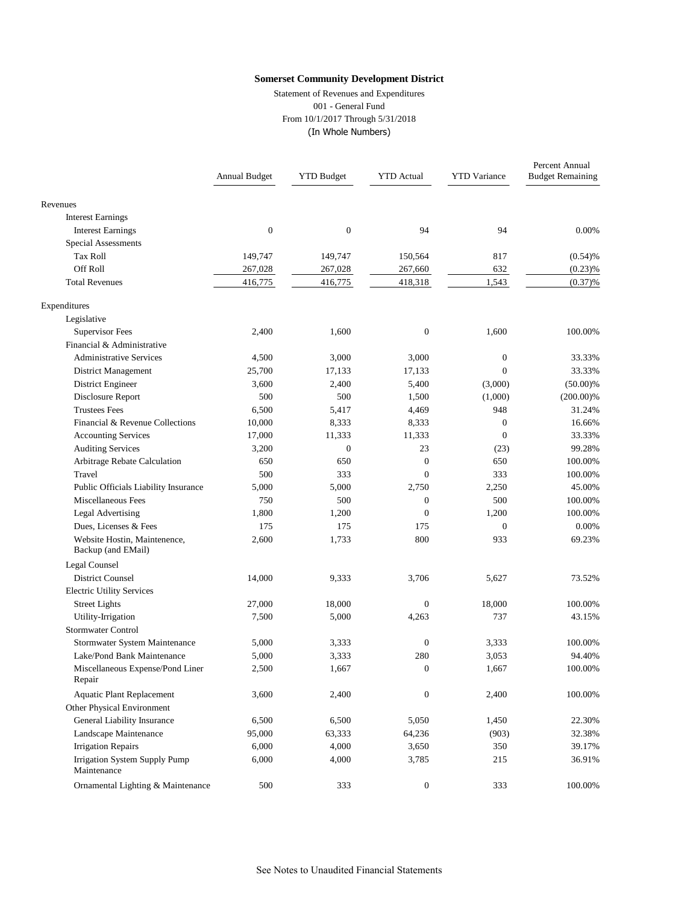**Somerset Community Development District**

Statement of Revenues and Expenditures
001 - General Fund
From 10/1/2017 Through 5/31/2018
(In Whole Numbers)

| | Annual Budget | YTD Budget | YTD Actual | YTD Variance | Percent Annual Budget Remaining |
|---|---|---|---|---|---|
| Revenues | | | | | |
| Interest Earnings | | | | | |
| Interest Earnings | 0 | 0 | 94 | 94 | 0.00% |
| Special Assessments | | | | | |
| Tax Roll | 149,747 | 149,747 | 150,564 | 817 | (0.54)% |
| Off Roll | 267,028 | 267,028 | 267,660 | 632 | (0.23)% |
| Total Revenues | 416,775 | 416,775 | 418,318 | 1,543 | (0.37)% |
| Expenditures | | | | | |
| Legislative | | | | | |
| Supervisor Fees | 2,400 | 1,600 | 0 | 1,600 | 100.00% |
| Financial & Administrative | | | | | |
| Administrative Services | 4,500 | 3,000 | 3,000 | 0 | 33.33% |
| District Management | 25,700 | 17,133 | 17,133 | 0 | 33.33% |
| District Engineer | 3,600 | 2,400 | 5,400 | (3,000) | (50.00)% |
| Disclosure Report | 500 | 500 | 1,500 | (1,000) | (200.00)% |
| Trustees Fees | 6,500 | 5,417 | 4,469 | 948 | 31.24% |
| Financial & Revenue Collections | 10,000 | 8,333 | 8,333 | 0 | 16.66% |
| Accounting Services | 17,000 | 11,333 | 11,333 | 0 | 33.33% |
| Auditing Services | 3,200 | 0 | 23 | (23) | 99.28% |
| Arbitrage Rebate Calculation | 650 | 650 | 0 | 650 | 100.00% |
| Travel | 500 | 333 | 0 | 333 | 100.00% |
| Public Officials Liability Insurance | 5,000 | 5,000 | 2,750 | 2,250 | 45.00% |
| Miscellaneous Fees | 750 | 500 | 0 | 500 | 100.00% |
| Legal Advertising | 1,800 | 1,200 | 0 | 1,200 | 100.00% |
| Dues, Licenses & Fees | 175 | 175 | 175 | 0 | 0.00% |
| Website Hostin, Maintenence, Backup (and EMail) | 2,600 | 1,733 | 800 | 933 | 69.23% |
| Legal Counsel | | | | | |
| District Counsel | 14,000 | 9,333 | 3,706 | 5,627 | 73.52% |
| Electric Utility Services | | | | | |
| Street Lights | 27,000 | 18,000 | 0 | 18,000 | 100.00% |
| Utility-Irrigation | 7,500 | 5,000 | 4,263 | 737 | 43.15% |
| Stormwater Control | | | | | |
| Stormwater System Maintenance | 5,000 | 3,333 | 0 | 3,333 | 100.00% |
| Lake/Pond Bank Maintenance | 5,000 | 3,333 | 280 | 3,053 | 94.40% |
| Miscellaneous Expense/Pond Liner Repair | 2,500 | 1,667 | 0 | 1,667 | 100.00% |
| Aquatic Plant Replacement | 3,600 | 2,400 | 0 | 2,400 | 100.00% |
| Other Physical Environment | | | | | |
| General Liability Insurance | 6,500 | 6,500 | 5,050 | 1,450 | 22.30% |
| Landscape Maintenance | 95,000 | 63,333 | 64,236 | (903) | 32.38% |
| Irrigation Repairs | 6,000 | 4,000 | 3,650 | 350 | 39.17% |
| Irrigation System Supply Pump Maintenance | 6,000 | 4,000 | 3,785 | 215 | 36.91% |
| Ornamental Lighting & Maintenance | 500 | 333 | 0 | 333 | 100.00% |

See Notes to Unaudited Financial Statements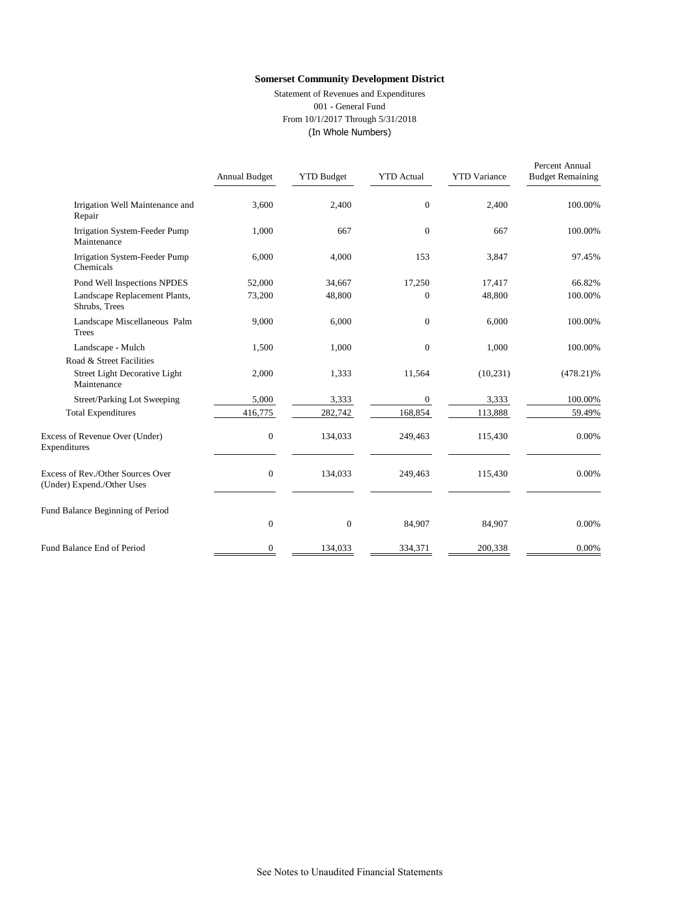**Somerset Community Development District**

Statement of Revenues and Expenditures
001 - General Fund
From 10/1/2017 Through 5/31/2018
(In Whole Numbers)

| | Annual Budget | YTD Budget | YTD Actual | YTD Variance | Percent Annual Budget Remaining |
|---|---|---|---|---|---|
| Irrigation Well Maintenance and Repair | 3,600 | 2,400 | 0 | 2,400 | 100.00% |
| Irrigation System-Feeder Pump Maintenance | 1,000 | 667 | 0 | 667 | 100.00% |
| Irrigation System-Feeder Pump Chemicals | 6,000 | 4,000 | 153 | 3,847 | 97.45% |
| Pond Well Inspections NPDES | 52,000 | 34,667 | 17,250 | 17,417 | 66.82% |
| Landscape Replacement Plants, Shrubs, Trees | 73,200 | 48,800 | 0 | 48,800 | 100.00% |
| Landscape Miscellaneous Palm Trees | 9,000 | 6,000 | 0 | 6,000 | 100.00% |
| Landscape - Mulch | 1,500 | 1,000 | 0 | 1,000 | 100.00% |
| Road & Street Facilities | | | | | |
| Street Light Decorative Light Maintenance | 2,000 | 1,333 | 11,564 | (10,231) | (478.21)% |
| Street/Parking Lot Sweeping | 5,000 | 3,333 | 0 | 3,333 | 100.00% |
| Total Expenditures | 416,775 | 282,742 | 168,854 | 113,888 | 59.49% |
| Excess of Revenue Over (Under) Expenditures | 0 | 134,033 | 249,463 | 115,430 | 0.00% |
| Excess of Rev./Other Sources Over (Under) Expend./Other Uses | 0 | 134,033 | 249,463 | 115,430 | 0.00% |
| Fund Balance Beginning of Period | 0 | 0 | 84,907 | 84,907 | 0.00% |
| Fund Balance End of Period | 0 | 134,033 | 334,371 | 200,338 | 0.00% |

See Notes to Unaudited Financial Statements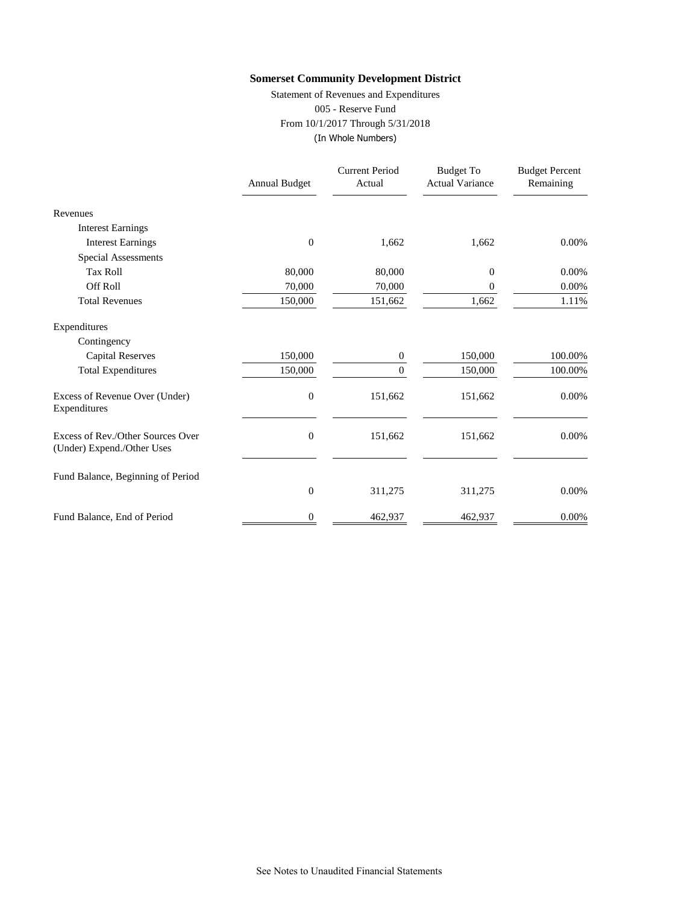# Somerset Community Development District

Statement of Revenues and Expenditures
005 - Reserve Fund
From 10/1/2017 Through 5/31/2018
(In Whole Numbers)

| | Annual Budget | Current Period Actual | Budget To Actual Variance | Budget Percent Remaining |
|---|---|---|---|---|
| Revenues | | | | |
| Interest Earnings | | | | |
| Interest Earnings | 0 | 1,662 | 1,662 | 0.00% |
| Special Assessments | | | | |
| Tax Roll | 80,000 | 80,000 | 0 | 0.00% |
| Off Roll | 70,000 | 70,000 | 0 | 0.00% |
| Total Revenues | 150,000 | 151,662 | 1,662 | 1.11% |
| Expenditures | | | | |
| Contingency | | | | |
| Capital Reserves | 150,000 | 0 | 150,000 | 100.00% |
| Total Expenditures | 150,000 | 0 | 150,000 | 100.00% |
| Excess of Revenue Over (Under) Expenditures | 0 | 151,662 | 151,662 | 0.00% |
| Excess of Rev./Other Sources Over (Under) Expend./Other Uses | 0 | 151,662 | 151,662 | 0.00% |
| Fund Balance, Beginning of Period | 0 | 311,275 | 311,275 | 0.00% |
| Fund Balance, End of Period | 0 | 462,937 | 462,937 | 0.00% |

See Notes to Unaudited Financial Statements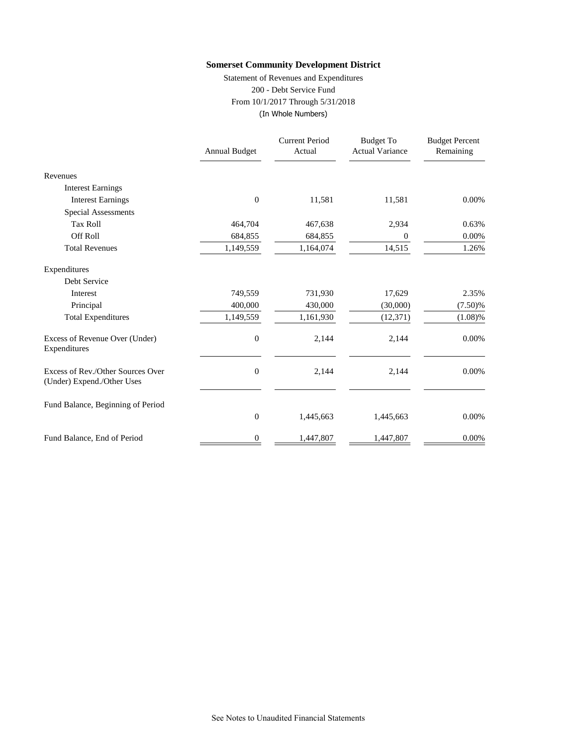**Somerset Community Development District**

Statement of Revenues and Expenditures

200 - Debt Service Fund

From 10/1/2017 Through 5/31/2018

(In Whole Numbers)

| | Annual Budget | Current Period Actual | Budget To Actual Variance | Budget Percent Remaining |
|---|---|---|---|---|
| Revenues | | | | |
| Interest Earnings | | | | |
| Interest Earnings | 0 | 11,581 | 11,581 | 0.00% |
| Special Assessments | | | | |
| Tax Roll | 464,704 | 467,638 | 2,934 | 0.63% |
| Off Roll | 684,855 | 684,855 | 0 | 0.00% |
| Total Revenues | 1,149,559 | 1,164,074 | 14,515 | 1.26% |
| Expenditures | | | | |
| Debt Service | | | | |
| Interest | 749,559 | 731,930 | 17,629 | 2.35% |
| Principal | 400,000 | 430,000 | (30,000) | (7.50)% |
| Total Expenditures | 1,149,559 | 1,161,930 | (12,371) | (1.08)% |
| Excess of Revenue Over (Under) Expenditures | 0 | 2,144 | 2,144 | 0.00% |
| Excess of Rev./Other Sources Over (Under) Expend./Other Uses | 0 | 2,144 | 2,144 | 0.00% |
| Fund Balance, Beginning of Period | 0 | 1,445,663 | 1,445,663 | 0.00% |
| Fund Balance, End of Period | 0 | 1,447,807 | 1,447,807 | 0.00% |

See Notes to Unaudited Financial Statements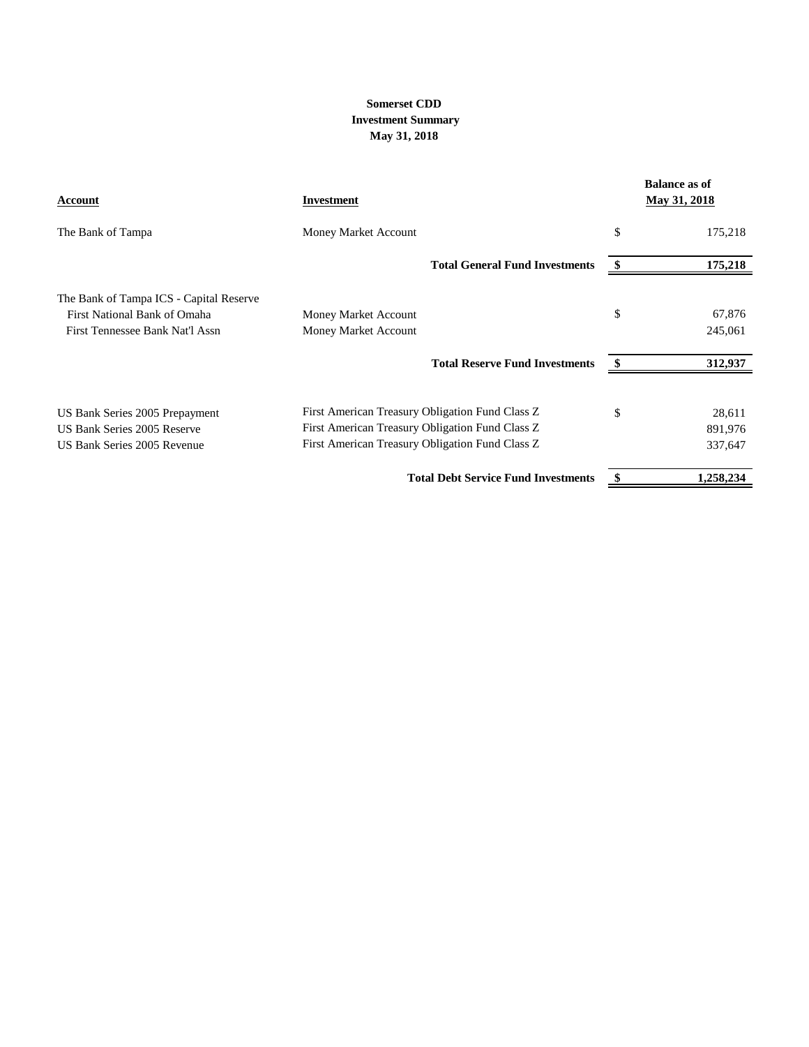**Somerset CDD**
**Investment Summary**
**May 31, 2018**

| Account | Investment | Balance as of May 31, 2018 |
|---|---|---|
| The Bank of Tampa | Money Market Account | $ 175,218 |
| | **Total General Fund Investments** | **$ 175,218** |
| The Bank of Tampa ICS - Capital Reserve | | |
| First National Bank of Omaha | Money Market Account | $ 67,876 |
| First Tennessee Bank Nat'l Assn | Money Market Account | 245,061 |
| | **Total Reserve Fund Investments** | **$ 312,937** |
| US Bank Series 2005 Prepayment | First American Treasury Obligation Fund Class Z | $ 28,611 |
| US Bank Series 2005 Reserve | First American Treasury Obligation Fund Class Z | 891,976 |
| US Bank Series 2005 Revenue | First American Treasury Obligation Fund Class Z | 337,647 |
| | **Total Debt Service Fund Investments** | **$ 1,258,234** |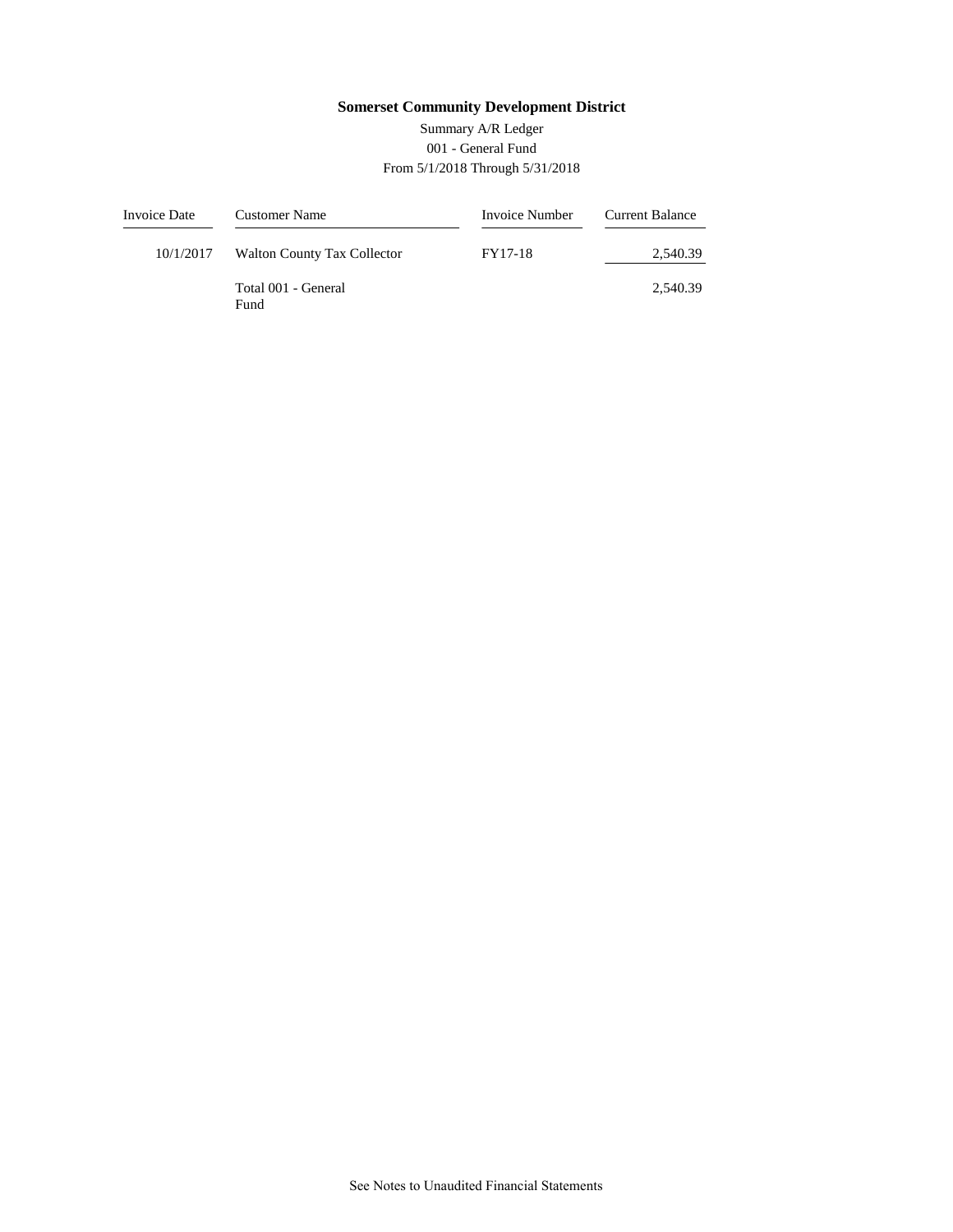**Somerset Community Development District**

Summary A/R Ledger

001 - General Fund

From 5/1/2018 Through 5/31/2018

| Invoice Date | Customer Name | Invoice Number | Current Balance |
|---|---|---|---|
| 10/1/2017 | Walton County Tax Collector | FY17-18 | 2,540.39 |
| | Total 001 - General Fund | | 2,540.39 |

See Notes to Unaudited Financial Statements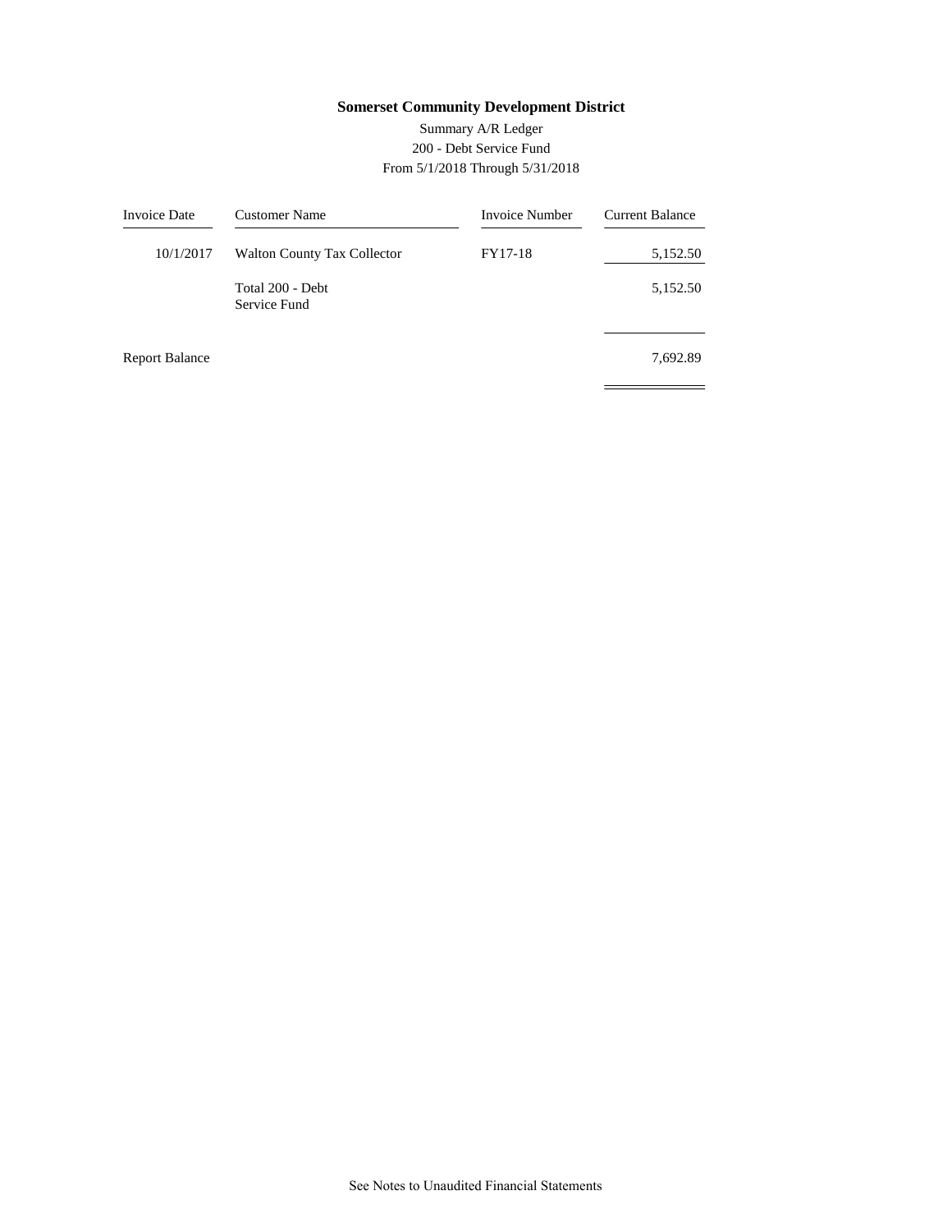**Somerset Community Development District**

Summary A/R Ledger
200 - Debt Service Fund
From 5/1/2018 Through 5/31/2018

| Invoice Date | Customer Name | Invoice Number | Current Balance |
|---|---|---|---|
| 10/1/2017 | Walton County Tax Collector | FY17-18 | 5,152.50 |
| | Total 200 - Debt Service Fund | | 5,152.50 |
| Report Balance | | | 7,692.89 |

See Notes to Unaudited Financial Statements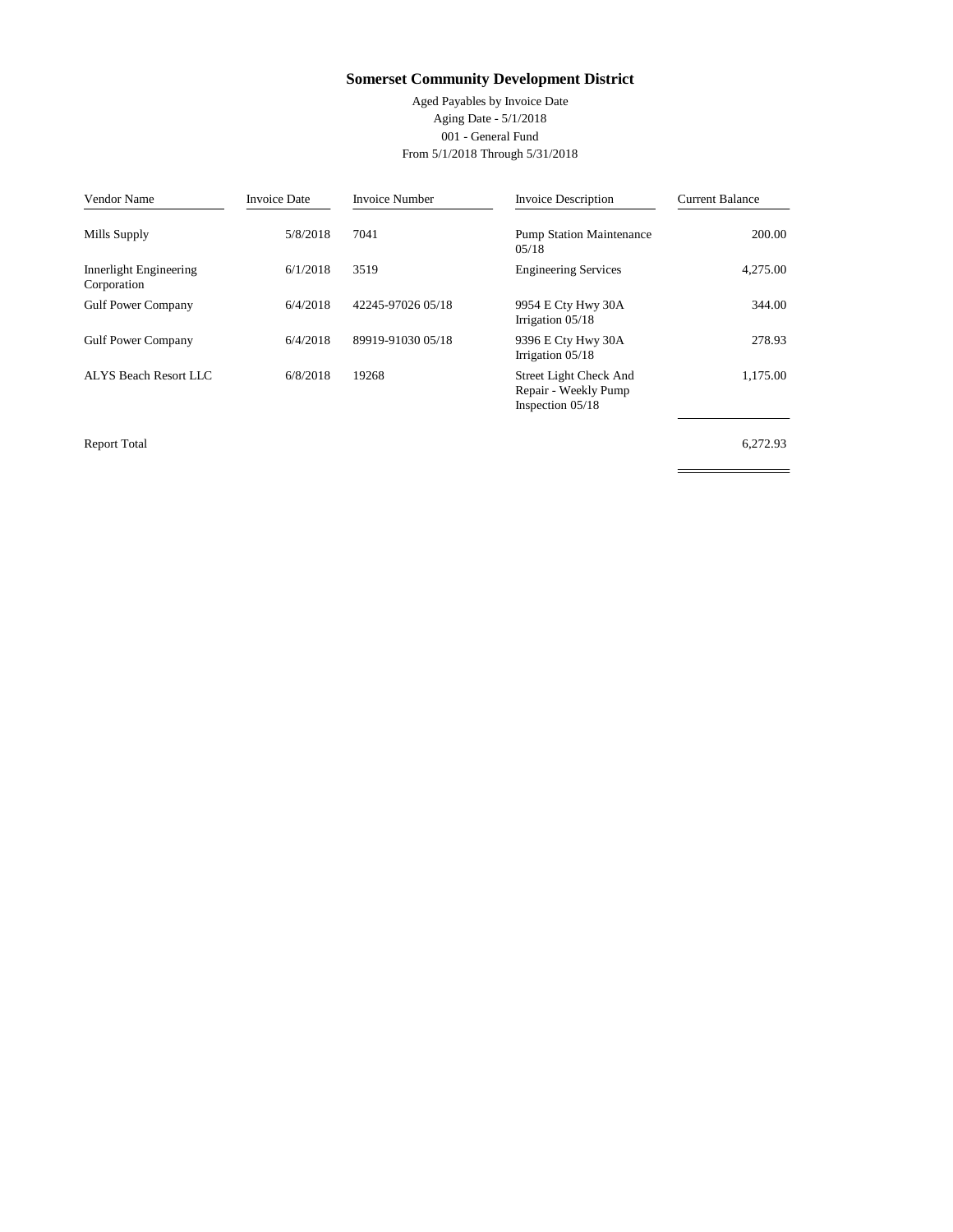# Somerset Community Development District

Aged Payables by Invoice Date
Aging Date - 5/1/2018
001 - General Fund
From 5/1/2018 Through 5/31/2018

| Vendor Name | Invoice Date | Invoice Number | Invoice Description | Current Balance |
|---|---|---|---|---|
| Mills Supply | 5/8/2018 | 7041 | Pump Station Maintenance 05/18 | 200.00 |
| Innerlight Engineering Corporation | 6/1/2018 | 3519 | Engineering Services | 4,275.00 |
| Gulf Power Company | 6/4/2018 | 42245-97026 05/18 | 9954 E Cty Hwy 30A Irrigation 05/18 | 344.00 |
| Gulf Power Company | 6/4/2018 | 89919-91030 05/18 | 9396 E Cty Hwy 30A Irrigation 05/18 | 278.93 |
| ALYS Beach Resort LLC | 6/8/2018 | 19268 | Street Light Check And Repair - Weekly Pump Inspection 05/18 | 1,175.00 |
| Report Total | | | | 6,272.93 |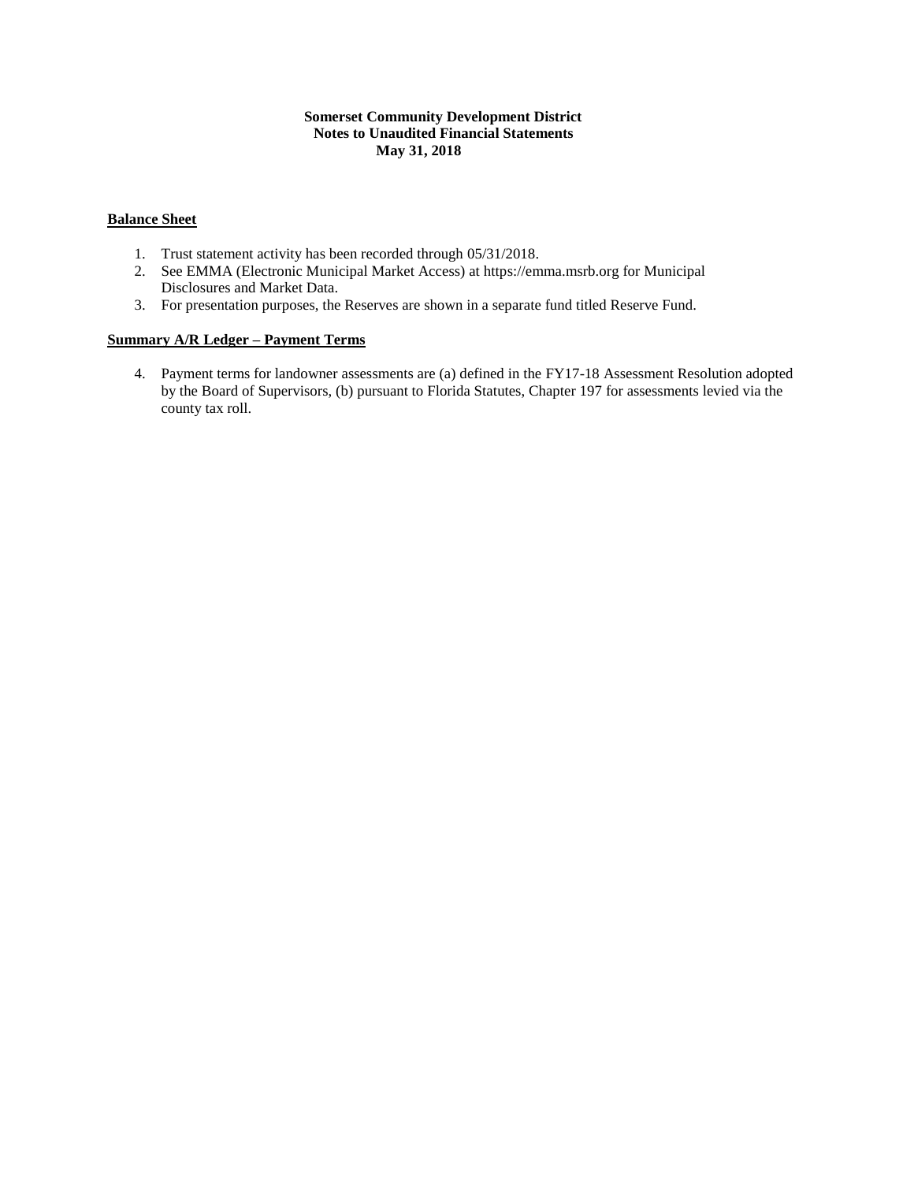**Somerset Community Development District**
**Notes to Unaudited Financial Statements**
**May 31, 2018**

**Balance Sheet**

1. Trust statement activity has been recorded through 05/31/2018.
2. See EMMA (Electronic Municipal Market Access) at https://emma.msrb.org for Municipal Disclosures and Market Data.
3. For presentation purposes, the Reserves are shown in a separate fund titled Reserve Fund.

**Summary A/R Ledger – Payment Terms**

4. Payment terms for landowner assessments are (a) defined in the FY17-18 Assessment Resolution adopted by the Board of Supervisors, (b) pursuant to Florida Statutes, Chapter 197 for assessments levied via the county tax roll.